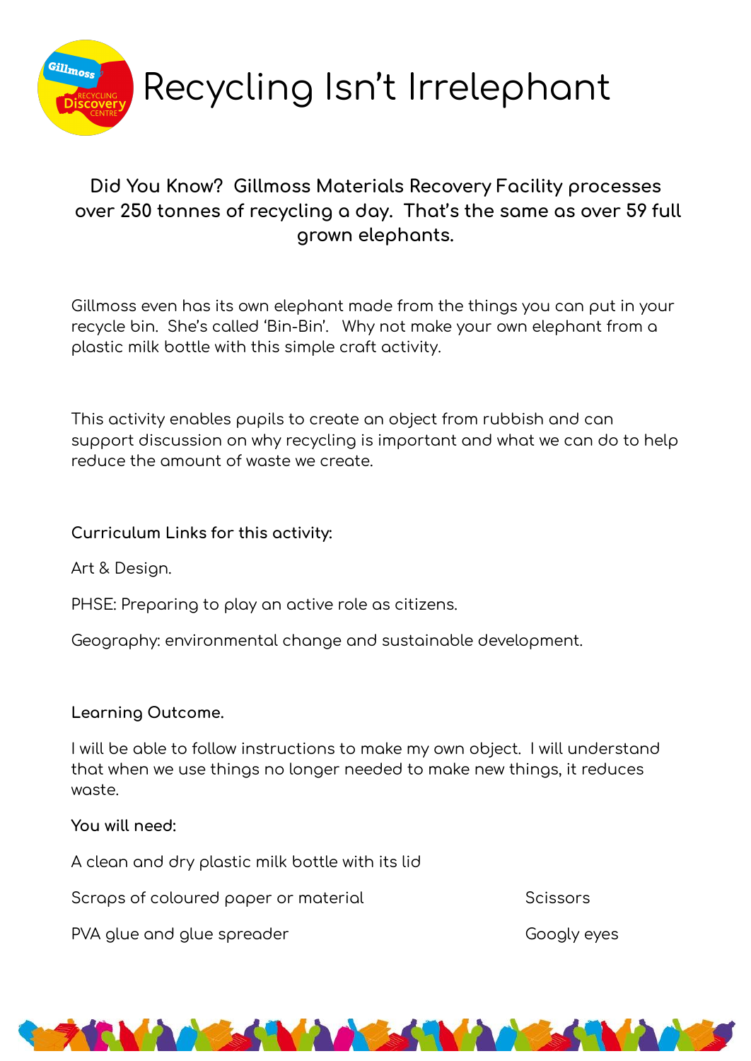# Recycling Isn't Irrelephant

**Did You Know? Gillmoss Materials Recovery Facility processes over 250 tonnes of recycling a day. That's the same as over 59 full grown elephants.**

Gillmoss even has its own elephant made from the things you can put in your recycle bin. She's called 'Bin-Bin'. Why not make your own elephant from a plastic milk bottle with this simple craft activity.

This activity enables pupils to create an object from rubbish and can support discussion on why recycling is important and what we can do to help reduce the amount of waste we create.

**Curriculum Links for this activity:**

Art & Design.

PHSE: Preparing to play an active role as citizens.

Geography: environmental change and sustainable development.

**Learning Outcome.**

I will be able to follow instructions to make my own object. I will understand that when we use things no longer needed to make new things, it reduces waste.

**You will need:**

A clean and dry plastic milk bottle with its lid

Scraps of coloured paper or material

PVA glue and glue spreader

Scissors

Googly eyes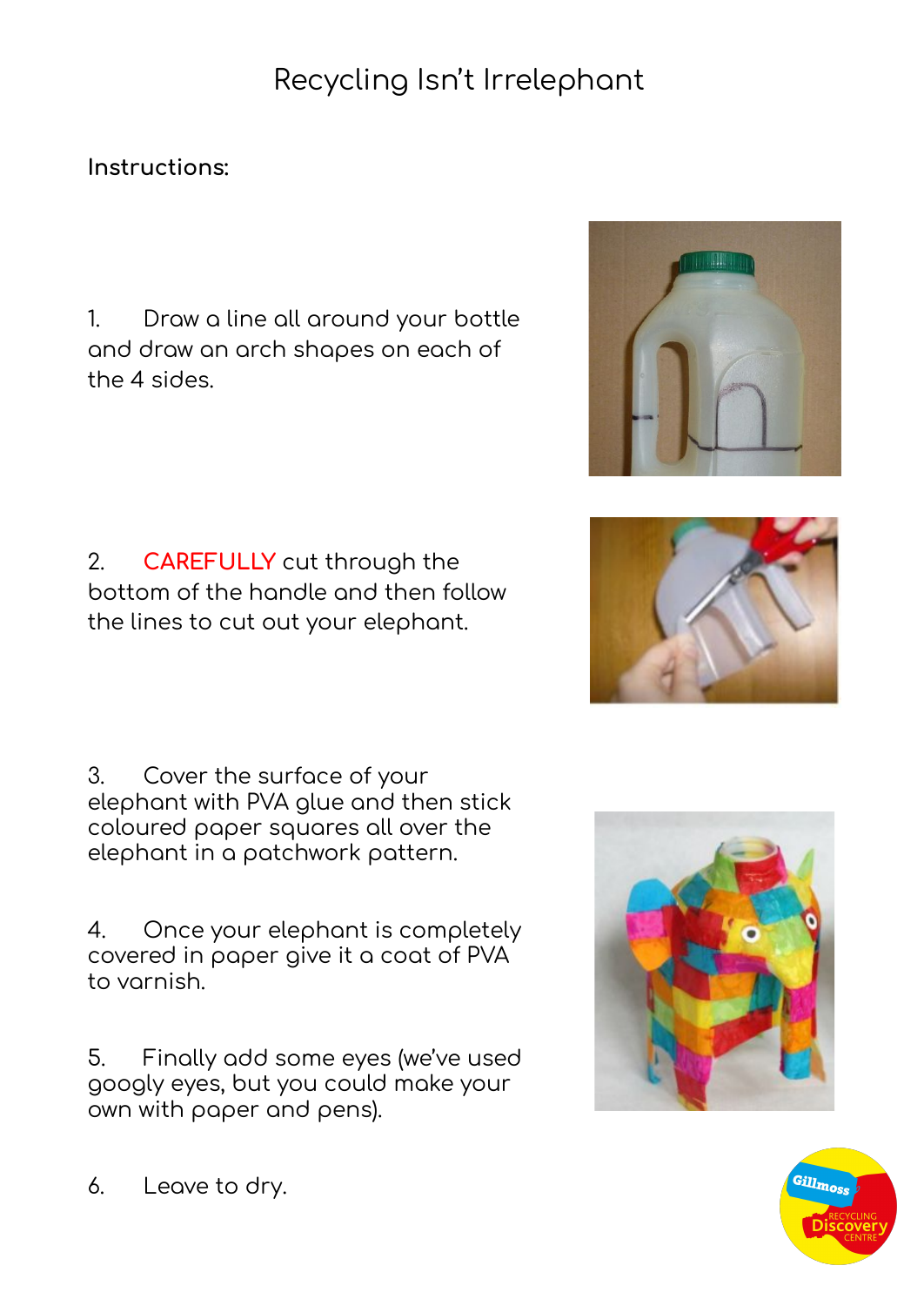# Recycling Isn't Irrelephant

**Instructions:**

1. Draw a line all around your bottle and draw an arch shapes on each of the 4 sides.

2. CAREFULLY cut through the bottom of the handle and then follow the lines to cut out your elephant.

3. Cover the surface of your elephant with PVA glue and then stick coloured paper squares all over the elephant in a patchwork pattern.

4. Once your elephant is completely covered in paper give it a coat of PVA to varnish.

5. Finally add some eyes (we've used googly eyes, but you could make your own with paper and pens).

6. Leave to dry.